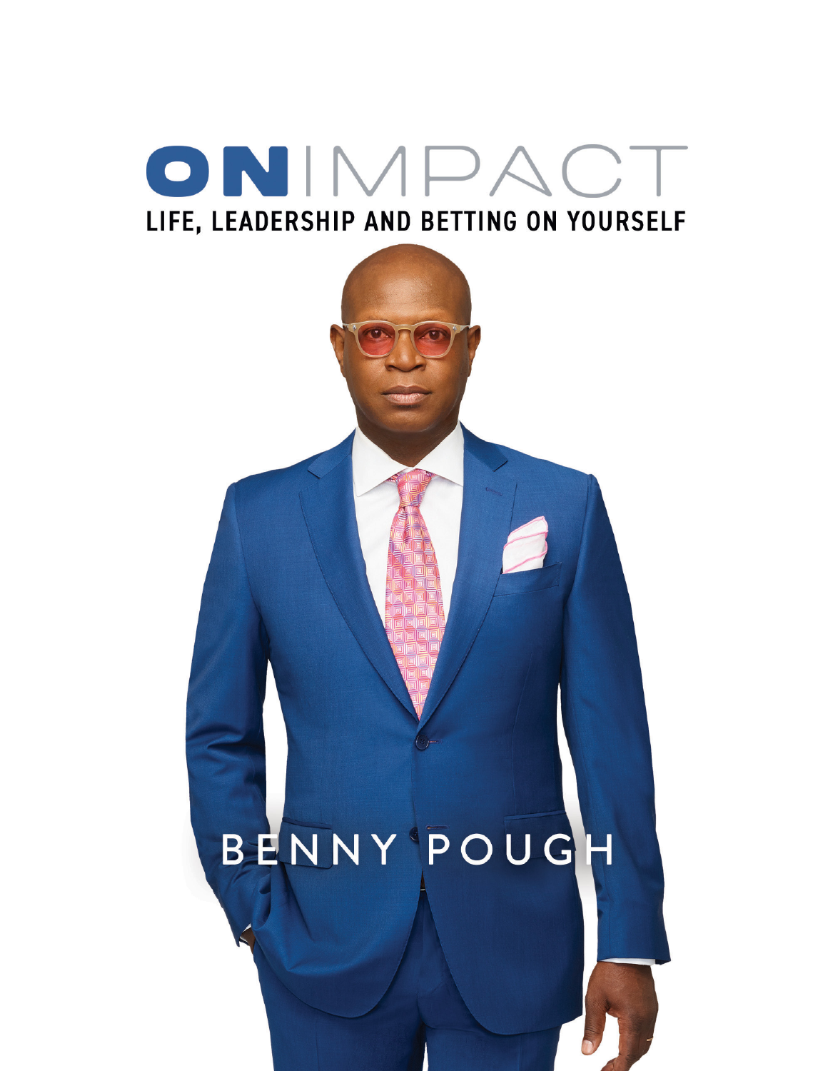# ON IMPACT

## LIFE, LEADERSHIP AND BETTING ON YOURSELF

BENNY POUGH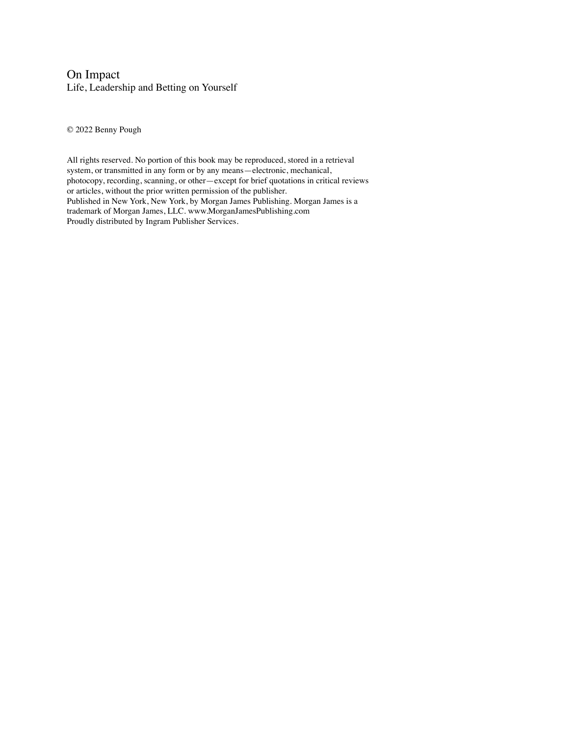On Impact
Life, Leadership and Betting on Yourself

© 2022 Benny Pough

All rights reserved. No portion of this book may be reproduced, stored in a retrieval system, or transmitted in any form or by any means—electronic, mechanical, photocopy, recording, scanning, or other—except for brief quotations in critical reviews or articles, without the prior written permission of the publisher.
Published in New York, New York, by Morgan James Publishing. Morgan James is a trademark of Morgan James, LLC. www.MorganJamesPublishing.com
Proudly distributed by Ingram Publisher Services.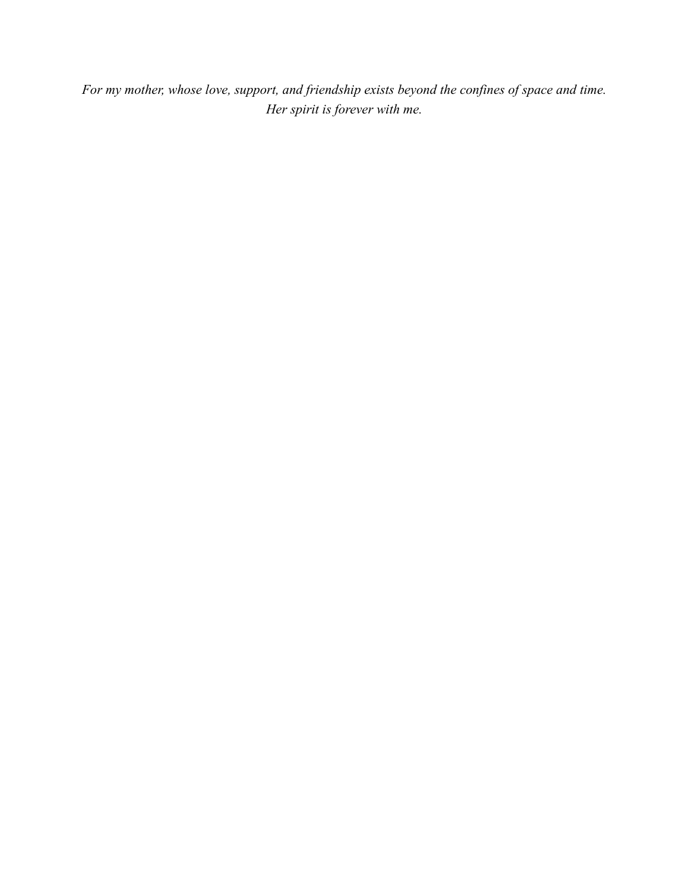*For my mother, whose love, support, and friendship exists beyond the confines of space and time. Her spirit is forever with me.*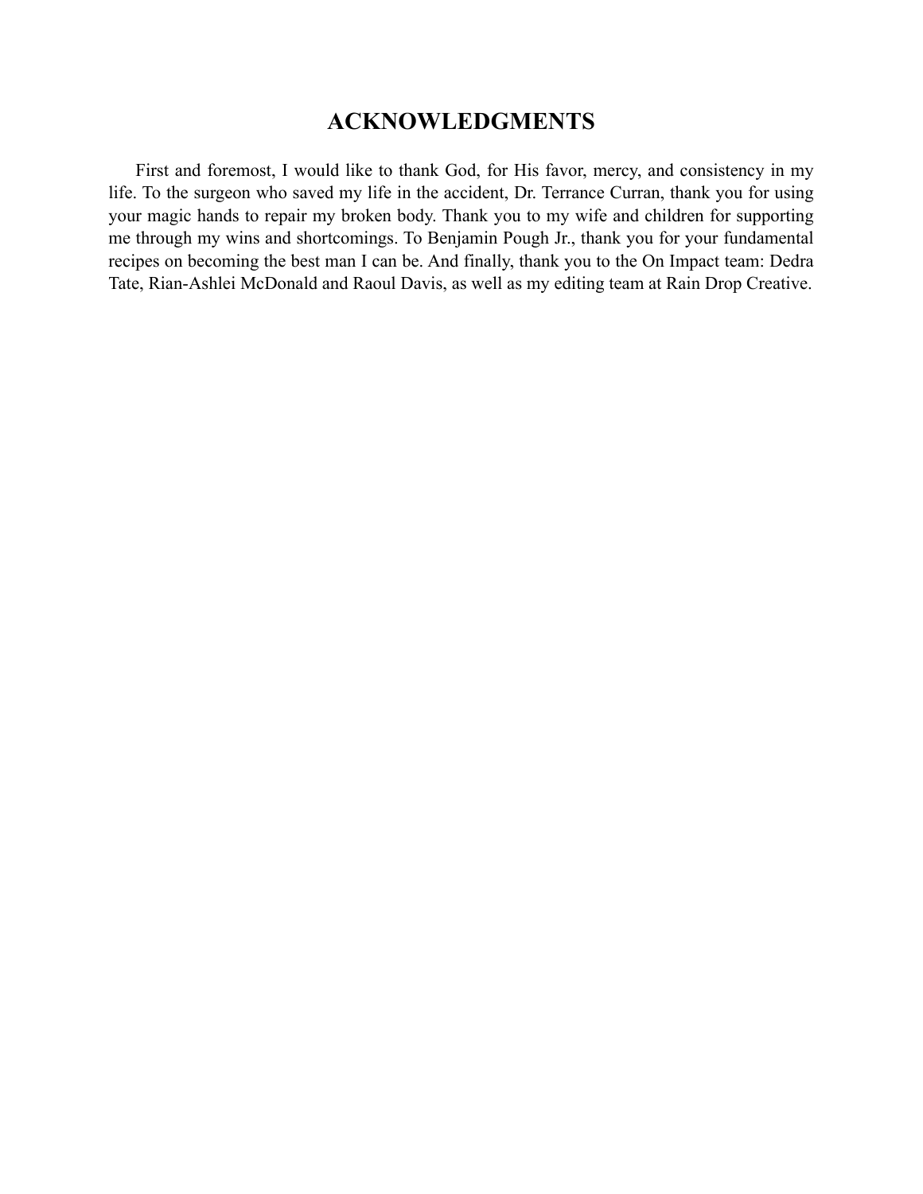# ACKNOWLEDGMENTS

First and foremost, I would like to thank God, for His favor, mercy, and consistency in my life. To the surgeon who saved my life in the accident, Dr. Terrance Curran, thank you for using your magic hands to repair my broken body. Thank you to my wife and children for supporting me through my wins and shortcomings. To Benjamin Pough Jr., thank you for your fundamental recipes on becoming the best man I can be. And finally, thank you to the On Impact team: Dedra Tate, Rian-Ashlei McDonald and Raoul Davis, as well as my editing team at Rain Drop Creative.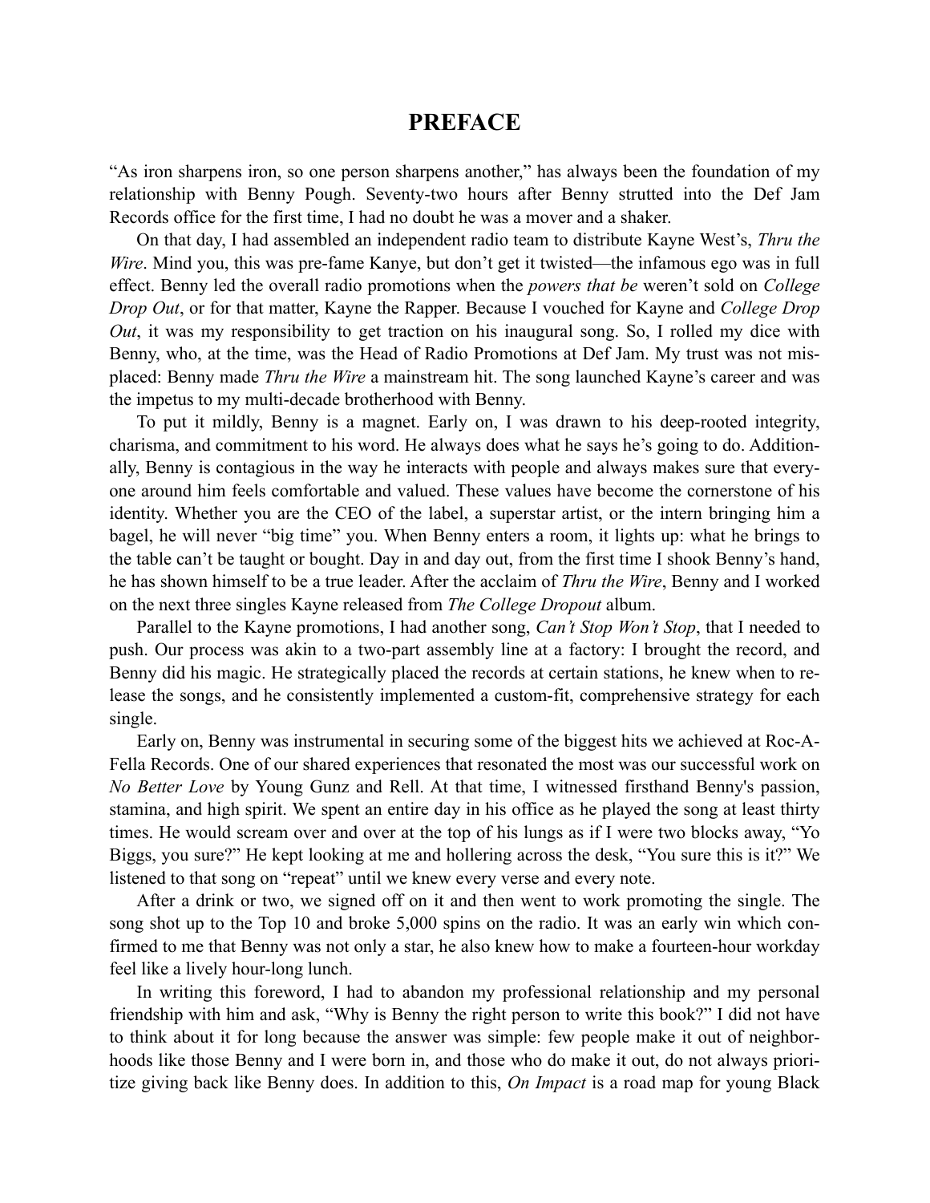# PREFACE

"As iron sharpens iron, so one person sharpens another," has always been the foundation of my relationship with Benny Pough. Seventy-two hours after Benny strutted into the Def Jam Records office for the first time, I had no doubt he was a mover and a shaker.

On that day, I had assembled an independent radio team to distribute Kayne West's, *Thru the Wire*. Mind you, this was pre-fame Kanye, but don't get it twisted—the infamous ego was in full effect. Benny led the overall radio promotions when the *powers that be* weren't sold on *College Drop Out*, or for that matter, Kayne the Rapper. Because I vouched for Kayne and *College Drop Out*, it was my responsibility to get traction on his inaugural song. So, I rolled my dice with Benny, who, at the time, was the Head of Radio Promotions at Def Jam. My trust was not misplaced: Benny made *Thru the Wire* a mainstream hit. The song launched Kayne's career and was the impetus to my multi-decade brotherhood with Benny.

To put it mildly, Benny is a magnet. Early on, I was drawn to his deep-rooted integrity, charisma, and commitment to his word. He always does what he says he's going to do. Additionally, Benny is contagious in the way he interacts with people and always makes sure that everyone around him feels comfortable and valued. These values have become the cornerstone of his identity. Whether you are the CEO of the label, a superstar artist, or the intern bringing him a bagel, he will never "big time" you. When Benny enters a room, it lights up: what he brings to the table can't be taught or bought. Day in and day out, from the first time I shook Benny's hand, he has shown himself to be a true leader. After the acclaim of *Thru the Wire*, Benny and I worked on the next three singles Kayne released from *The College Dropout* album.

Parallel to the Kayne promotions, I had another song, *Can't Stop Won't Stop*, that I needed to push. Our process was akin to a two-part assembly line at a factory: I brought the record, and Benny did his magic. He strategically placed the records at certain stations, he knew when to release the songs, and he consistently implemented a custom-fit, comprehensive strategy for each single.

Early on, Benny was instrumental in securing some of the biggest hits we achieved at Roc-A-Fella Records. One of our shared experiences that resonated the most was our successful work on *No Better Love* by Young Gunz and Rell. At that time, I witnessed firsthand Benny's passion, stamina, and high spirit. We spent an entire day in his office as he played the song at least thirty times. He would scream over and over at the top of his lungs as if I were two blocks away, "Yo Biggs, you sure?" He kept looking at me and hollering across the desk, "You sure this is it?" We listened to that song on "repeat" until we knew every verse and every note.

After a drink or two, we signed off on it and then went to work promoting the single. The song shot up to the Top 10 and broke 5,000 spins on the radio. It was an early win which confirmed to me that Benny was not only a star, he also knew how to make a fourteen-hour workday feel like a lively hour-long lunch.

In writing this foreword, I had to abandon my professional relationship and my personal friendship with him and ask, "Why is Benny the right person to write this book?" I did not have to think about it for long because the answer was simple: few people make it out of neighborhoods like those Benny and I were born in, and those who do make it out, do not always prioritize giving back like Benny does. In addition to this, *On Impact* is a road map for young Black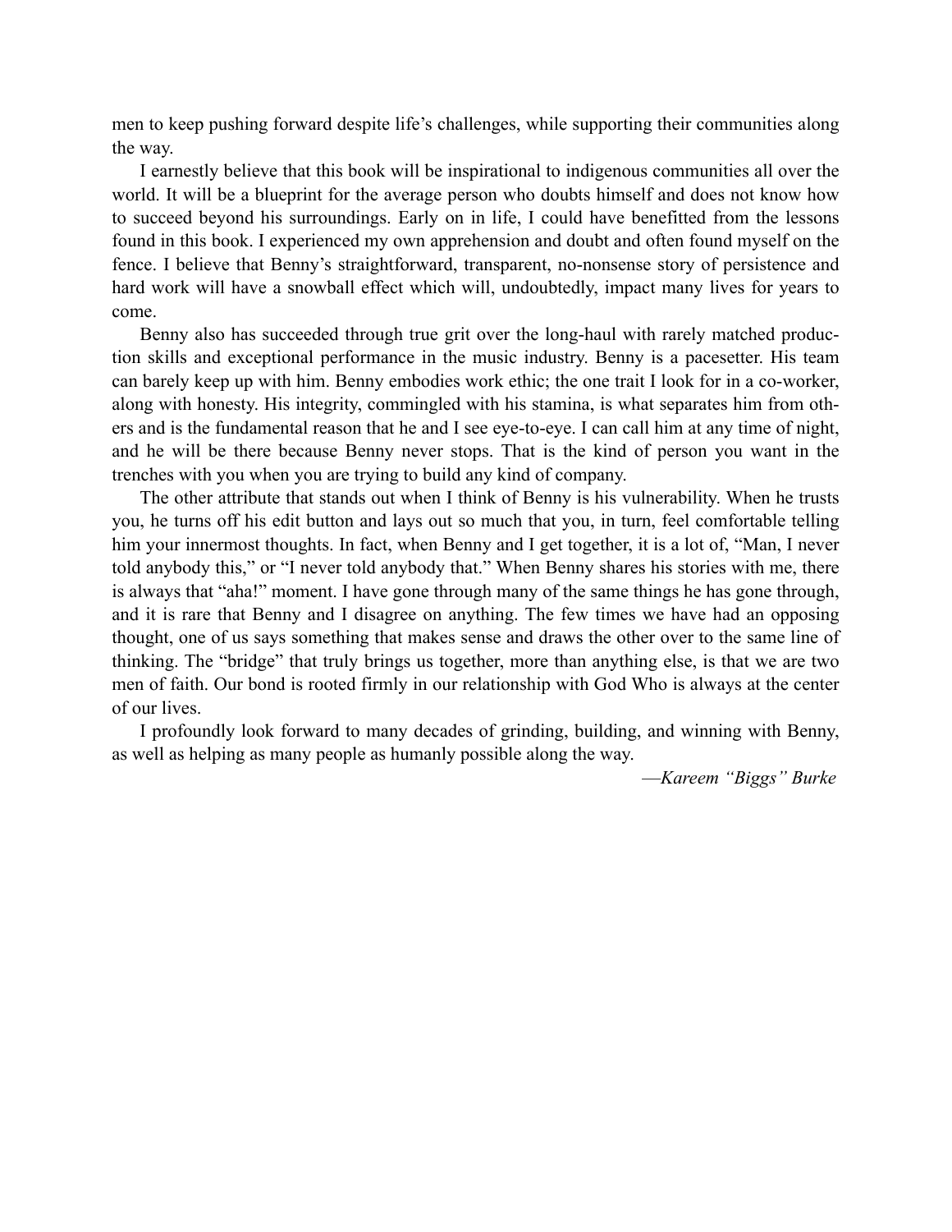men to keep pushing forward despite life's challenges, while supporting their communities along the way.

I earnestly believe that this book will be inspirational to indigenous communities all over the world. It will be a blueprint for the average person who doubts himself and does not know how to succeed beyond his surroundings. Early on in life, I could have benefitted from the lessons found in this book. I experienced my own apprehension and doubt and often found myself on the fence. I believe that Benny's straightforward, transparent, no-nonsense story of persistence and hard work will have a snowball effect which will, undoubtedly, impact many lives for years to come.

Benny also has succeeded through true grit over the long-haul with rarely matched production skills and exceptional performance in the music industry. Benny is a pacesetter. His team can barely keep up with him. Benny embodies work ethic; the one trait I look for in a co-worker, along with honesty. His integrity, commingled with his stamina, is what separates him from others and is the fundamental reason that he and I see eye-to-eye. I can call him at any time of night, and he will be there because Benny never stops. That is the kind of person you want in the trenches with you when you are trying to build any kind of company.

The other attribute that stands out when I think of Benny is his vulnerability. When he trusts you, he turns off his edit button and lays out so much that you, in turn, feel comfortable telling him your innermost thoughts. In fact, when Benny and I get together, it is a lot of, "Man, I never told anybody this," or "I never told anybody that." When Benny shares his stories with me, there is always that "aha!" moment. I have gone through many of the same things he has gone through, and it is rare that Benny and I disagree on anything. The few times we have had an opposing thought, one of us says something that makes sense and draws the other over to the same line of thinking. The "bridge" that truly brings us together, more than anything else, is that we are two men of faith. Our bond is rooted firmly in our relationship with God Who is always at the center of our lives.

I profoundly look forward to many decades of grinding, building, and winning with Benny, as well as helping as many people as humanly possible along the way.

*—Kareem "Biggs" Burke*